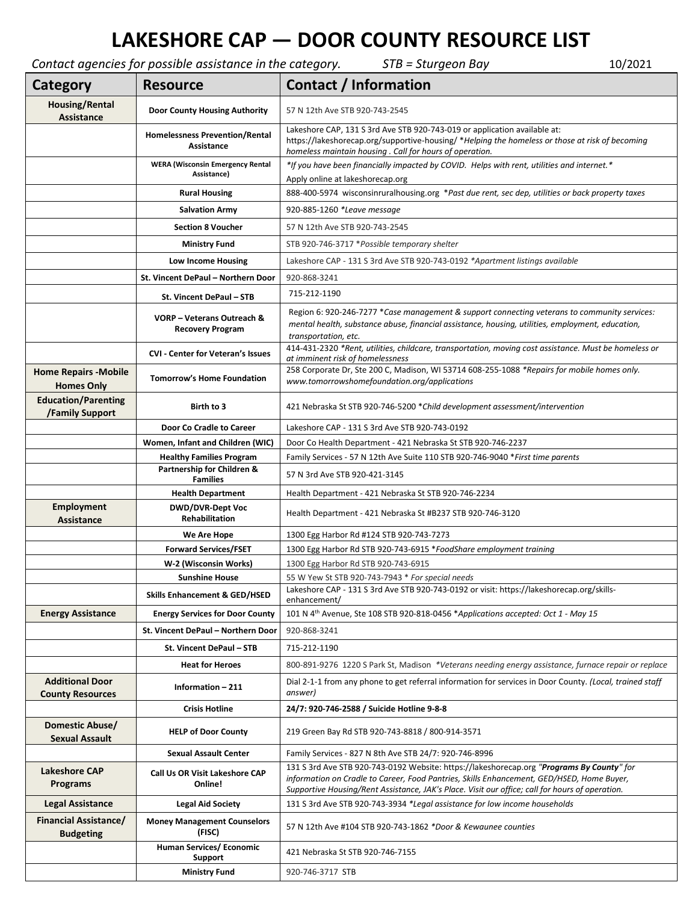# LAKESHORE CAP — DOOR COUNTY RESOURCE LIST

*Contact agencies for possible assistance in the category.* *STB = Sturgeon Bay* 10/2021

| Category | Resource | Contact / Information |
|---|---|---|
| **Housing/Rental Assistance** | **Door County Housing Authority** | 57 N 12th Ave STB 920-743-2545 |
| | **Homelessness Prevention/Rental Assistance** | Lakeshore CAP, 131 S 3rd Ave STB 920-743-019 or application available at: https://lakeshorecap.org/supportive-housing/ *\*Helping the homeless or those at risk of becoming homeless maintain housing . Call for hours of operation.* |
| | **WERA (Wisconsin Emergency Rental Assistance)** | *\*If you have been financially impacted by COVID. Helps with rent, utilities and internet.\** Apply online at lakeshorecap.org |
| | **Rural Housing** | 888-400-5974 wisconsinruralhousing.org *\*Past due rent, sec dep, utilities or back property taxes* |
| | **Salvation Army** | 920-885-1260 *\*Leave message* |
| | **Section 8 Voucher** | 57 N 12th Ave STB 920-743-2545 |
| | **Ministry Fund** | STB 920-746-3717 *\*Possible temporary shelter* |
| | **Low Income Housing** | Lakeshore CAP - 131 S 3rd Ave STB 920-743-0192 *\*Apartment listings available* |
| | **St. Vincent DePaul – Northern Door** | 920-868-3241 |
| | **St. Vincent DePaul – STB** | 715-212-1190 |
| | **VORP – Veterans Outreach & Recovery Program** | Region 6: 920-246-7277 *\*Case management & support connecting veterans to community services: mental health, substance abuse, financial assistance, housing, utilities, employment, education, transportation, etc.* |
| | **CVI - Center for Veteran's Issues** | 414-431-2320 *\*Rent, utilities, childcare, transportation, moving cost assistance. Must be homeless or at imminent risk of homelessness* |
| **Home Repairs -Mobile Homes Only** | **Tomorrow's Home Foundation** | 258 Corporate Dr, Ste 200 C, Madison, WI 53714 608-255-1088 *\*Repairs for mobile homes only. www.tomorrowshomefoundation.org/applications* |
| **Education/Parenting /Family Support** | **Birth to 3** | 421 Nebraska St STB 920-746-5200 *\*Child development assessment/intervention* |
| | **Door Co Cradle to Career** | Lakeshore CAP - 131 S 3rd Ave STB 920-743-0192 |
| | **Women, Infant and Children (WIC)** | Door Co Health Department - 421 Nebraska St STB 920-746-2237 |
| | **Healthy Families Program** | Family Services - 57 N 12th Ave Suite 110 STB 920-746-9040 *\*First time parents* |
| | **Partnership for Children & Families** | 57 N 3rd Ave STB 920-421-3145 |
| | **Health Department** | Health Department - 421 Nebraska St STB 920-746-2234 |
| **Employment Assistance** | **DWD/DVR-Dept Voc Rehabilitation** | Health Department - 421 Nebraska St #B237 STB 920-746-3120 |
| | **We Are Hope** | 1300 Egg Harbor Rd #124 STB 920-743-7273 |
| | **Forward Services/FSET** | 1300 Egg Harbor Rd STB 920-743-6915 *\*FoodShare employment training* |
| | **W-2 (Wisconsin Works)** | 1300 Egg Harbor Rd STB 920-743-6915 |
| | **Sunshine House** | 55 W Yew St STB 920-743-7943 *\* For special needs* |
| | **Skills Enhancement & GED/HSED** | Lakeshore CAP - 131 S 3rd Ave STB 920-743-0192 or visit: https://lakeshorecap.org/skills-enhancement/ |
| **Energy Assistance** | **Energy Services for Door County** | 101 N 4th Avenue, Ste 108 STB 920-818-0456 *\*Applications accepted: Oct 1 - May 15* |
| | **St. Vincent DePaul – Northern Door** | 920-868-3241 |
| | **St. Vincent DePaul – STB** | 715-212-1190 |
| | **Heat for Heroes** | 800-891-9276 1220 S Park St, Madison *\*Veterans needing energy assistance, furnace repair or replace* |
| **Additional Door County Resources** | **Information – 211** | Dial 2-1-1 from any phone to get referral information for services in Door County. *(Local, trained staff answer)* |
| | **Crisis Hotline** | **24/7: 920-746-2588 / Suicide Hotline 9-8-8** |
| **Domestic Abuse/ Sexual Assault** | **HELP of Door County** | 219 Green Bay Rd STB 920-743-8818 / 800-914-3571 |
| | **Sexual Assault Center** | Family Services - 827 N 8th Ave STB 24/7: 920-746-8996 |
| **Lakeshore CAP Programs** | **Call Us OR Visit Lakeshore CAP Online!** | 131 S 3rd Ave STB 920-743-0192 Website: https://lakeshorecap.org ***"Programs By County"*** *for information on Cradle to Career, Food Pantries, Skills Enhancement, GED/HSED, Home Buyer, Supportive Housing/Rent Assistance, JAK's Place. Visit our office; call for hours of operation.* |
| **Legal Assistance** | **Legal Aid Society** | 131 S 3rd Ave STB 920-743-3934 *\*Legal assistance for low income households* |
| **Financial Assistance/ Budgeting** | **Money Management Counselors (FISC)** | 57 N 12th Ave #104 STB 920-743-1862 *\*Door & Kewaunee counties* |
| | **Human Services/ Economic Support** | 421 Nebraska St STB 920-746-7155 |
| | **Ministry Fund** | 920-746-3717 STB |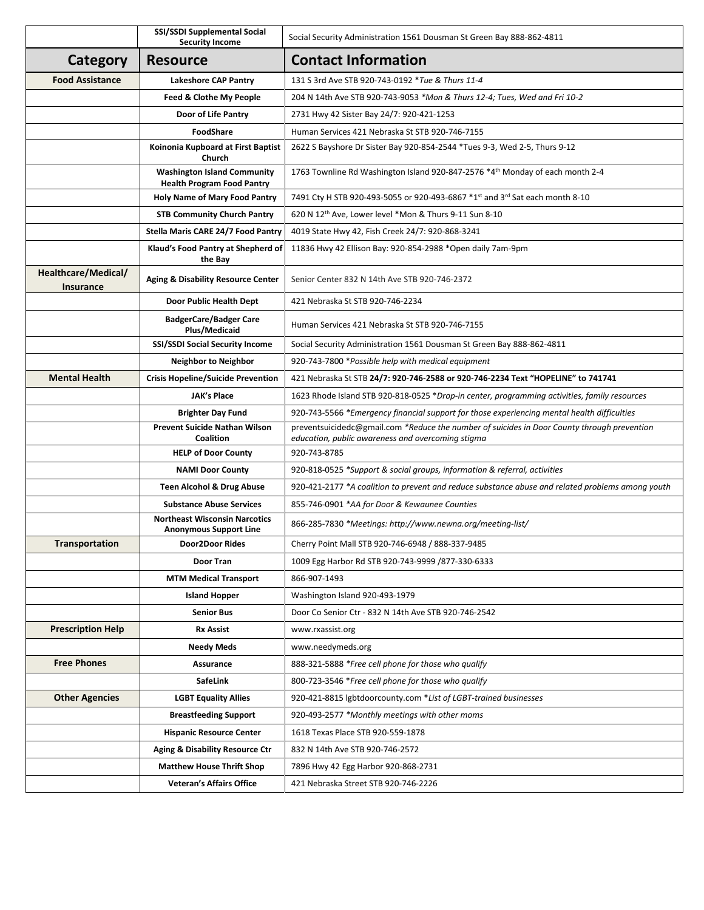| | | |
|---|---|---|
| | **SSI/SSDI Supplemental Social Security Income** | Social Security Administration 1561 Dousman St Green Bay 888-862-4811 |
| **Category** | **Resource** | **Contact Information** |
| **Food Assistance** | **Lakeshore CAP Pantry** | 131 S 3rd Ave STB 920-743-0192 **Tue & Thurs 11-4* |
| | **Feed & Clothe My People** | 204 N 14th Ave STB 920-743-9053 **Mon & Thurs 12-4; Tues, Wed and Fri 10-2* |
| | **Door of Life Pantry** | 2731 Hwy 42 Sister Bay 24/7: 920-421-1253 |
| | **FoodShare** | Human Services 421 Nebraska St STB 920-746-7155 |
| | **Koinonia Kupboard at First Baptist Church** | 2622 S Bayshore Dr Sister Bay 920-854-2544 *Tues 9-3, Wed 2-5, Thurs 9-12 |
| | **Washington Island Community Health Program Food Pantry** | 1763 Townline Rd Washington Island 920-847-2576 *4th Monday of each month 2-4 |
| | **Holy Name of Mary Food Pantry** | 7491 Cty H STB 920-493-5055 or 920-493-6867 *1st and 3rd Sat each month 8-10 |
| | **STB Community Church Pantry** | 620 N 12th Ave, Lower level *Mon & Thurs 9-11 Sun 8-10 |
| | **Stella Maris CARE 24/7 Food Pantry** | 4019 State Hwy 42, Fish Creek 24/7: 920-868-3241 |
| | **Klaud's Food Pantry at Shepherd of the Bay** | 11836 Hwy 42 Ellison Bay: 920-854-2988 *Open daily 7am-9pm |
| **Healthcare/Medical/ Insurance** | **Aging & Disability Resource Center** | Senior Center 832 N 14th Ave STB 920-746-2372 |
| | **Door Public Health Dept** | 421 Nebraska St STB 920-746-2234 |
| | **BadgerCare/Badger Care Plus/Medicaid** | Human Services 421 Nebraska St STB 920-746-7155 |
| | **SSI/SSDI Social Security Income** | Social Security Administration 1561 Dousman St Green Bay 888-862-4811 |
| | **Neighbor to Neighbor** | 920-743-7800 **Possible help with medical equipment* |
| **Mental Health** | **Crisis Hopeline/Suicide Prevention** | 421 Nebraska St STB **24/7: 920-746-2588 or 920-746-2234 Text "HOPELINE" to 741741** |
| | **JAK's Place** | 1623 Rhode Island STB 920-818-0525 **Drop-in center, programming activities, family resources* |
| | **Brighter Day Fund** | 920-743-5566 **Emergency financial support for those experiencing mental health difficulties* |
| | **Prevent Suicide Nathan Wilson Coalition** | preventsuicidedc@gmail.com **Reduce the number of suicides in Door County through prevention education, public awareness and overcoming stigma* |
| | **HELP of Door County** | 920-743-8785 |
| | **NAMI Door County** | 920-818-0525 **Support & social groups, information & referral, activities* |
| | **Teen Alcohol & Drug Abuse** | 920-421-2177 **A coalition to prevent and reduce substance abuse and related problems among youth* |
| | **Substance Abuse Services** | 855-746-0901 **AA for Door & Kewaunee Counties* |
| | **Northeast Wisconsin Narcotics Anonymous Support Line** | 866-285-7830 **Meetings: http://www.newna.org/meeting-list/* |
| **Transportation** | **Door2Door Rides** | Cherry Point Mall STB 920-746-6948 / 888-337-9485 |
| | **Door Tran** | 1009 Egg Harbor Rd STB 920-743-9999 /877-330-6333 |
| | **MTM Medical Transport** | 866-907-1493 |
| | **Island Hopper** | Washington Island 920-493-1979 |
| | **Senior Bus** | Door Co Senior Ctr - 832 N 14th Ave STB 920-746-2542 |
| **Prescription Help** | **Rx Assist** | www.rxassist.org |
| | **Needy Meds** | www.needymeds.org |
| **Free Phones** | **Assurance** | 888-321-5888 **Free cell phone for those who qualify* |
| | **SafeLink** | 800-723-3546 **Free cell phone for those who qualify* |
| **Other Agencies** | **LGBT Equality Allies** | 920-421-8815 lgbtdoorcounty.com **List of LGBT-trained businesses* |
| | **Breastfeeding Support** | 920-493-2577 **Monthly meetings with other moms* |
| | **Hispanic Resource Center** | 1618 Texas Place STB 920-559-1878 |
| | **Aging & Disability Resource Ctr** | 832 N 14th Ave STB 920-746-2572 |
| | **Matthew House Thrift Shop** | 7896 Hwy 42 Egg Harbor 920-868-2731 |
| | **Veteran's Affairs Office** | 421 Nebraska Street STB 920-746-2226 |